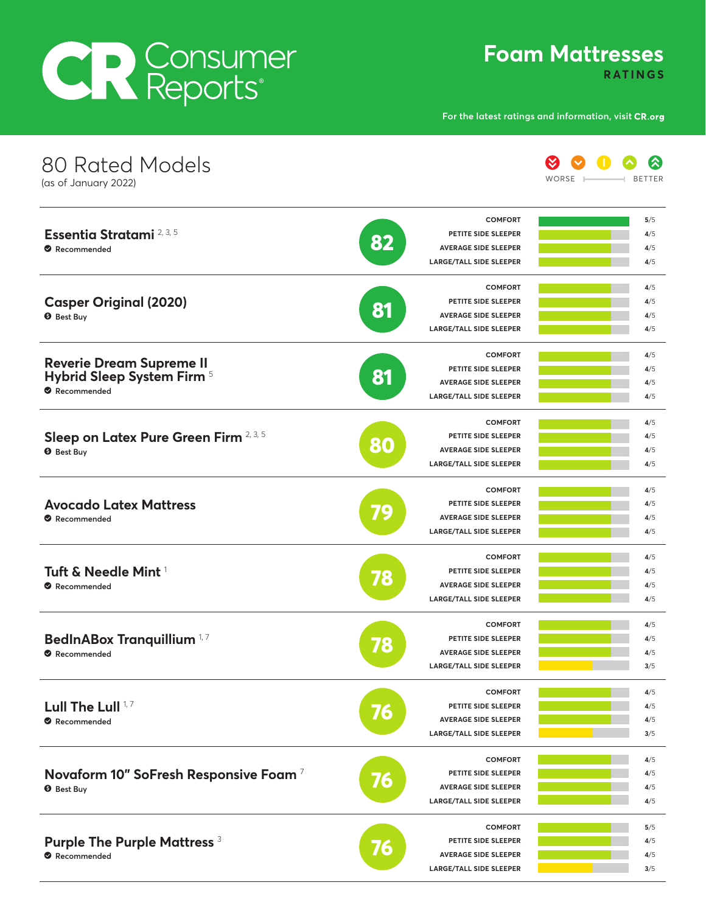# Consumer Reports

## Foam Mattresses

**RATINGS**

For the latest ratings and information, visit **CR.org**

## 80 Rated Models

(as of January 2022)

WORSE — BETTER

| Model | Overall Score | Comfort | Petite Side Sleeper | Average Side Sleeper | Large/Tall Side Sleeper |
|---|---|---|---|---|---|
| **Essentia Stratami** [2, 3, 5] — Recommended | 82 | 5/5 | 4/5 | 4/5 | 4/5 |
| **Casper Original (2020)** — Best Buy | 81 | 4/5 | 4/5 | 4/5 | 4/5 |
| **Reverie Dream Supreme II Hybrid Sleep System Firm** [5] — Recommended | 81 | 4/5 | 4/5 | 4/5 | 4/5 |
| **Sleep on Latex Pure Green Firm** [2, 3, 5] — Best Buy | 80 | 4/5 | 4/5 | 4/5 | 4/5 |
| **Avocado Latex Mattress** — Recommended | 79 | 4/5 | 4/5 | 4/5 | 4/5 |
| **Tuft & Needle Mint** [1] — Recommended | 78 | 4/5 | 4/5 | 4/5 | 4/5 |
| **BedInABox Tranquillium** [1, 7] — Recommended | 78 | 4/5 | 4/5 | 4/5 | 3/5 |
| **Lull The Lull** [1, 7] — Recommended | 76 | 4/5 | 4/5 | 4/5 | 3/5 |
| **Novaform 10" SoFresh Responsive Foam** [7] — Best Buy | 76 | 4/5 | 4/5 | 4/5 | 4/5 |
| **Purple The Purple Mattress** [3] — Recommended | 76 | 5/5 | 4/5 | 4/5 | 3/5 |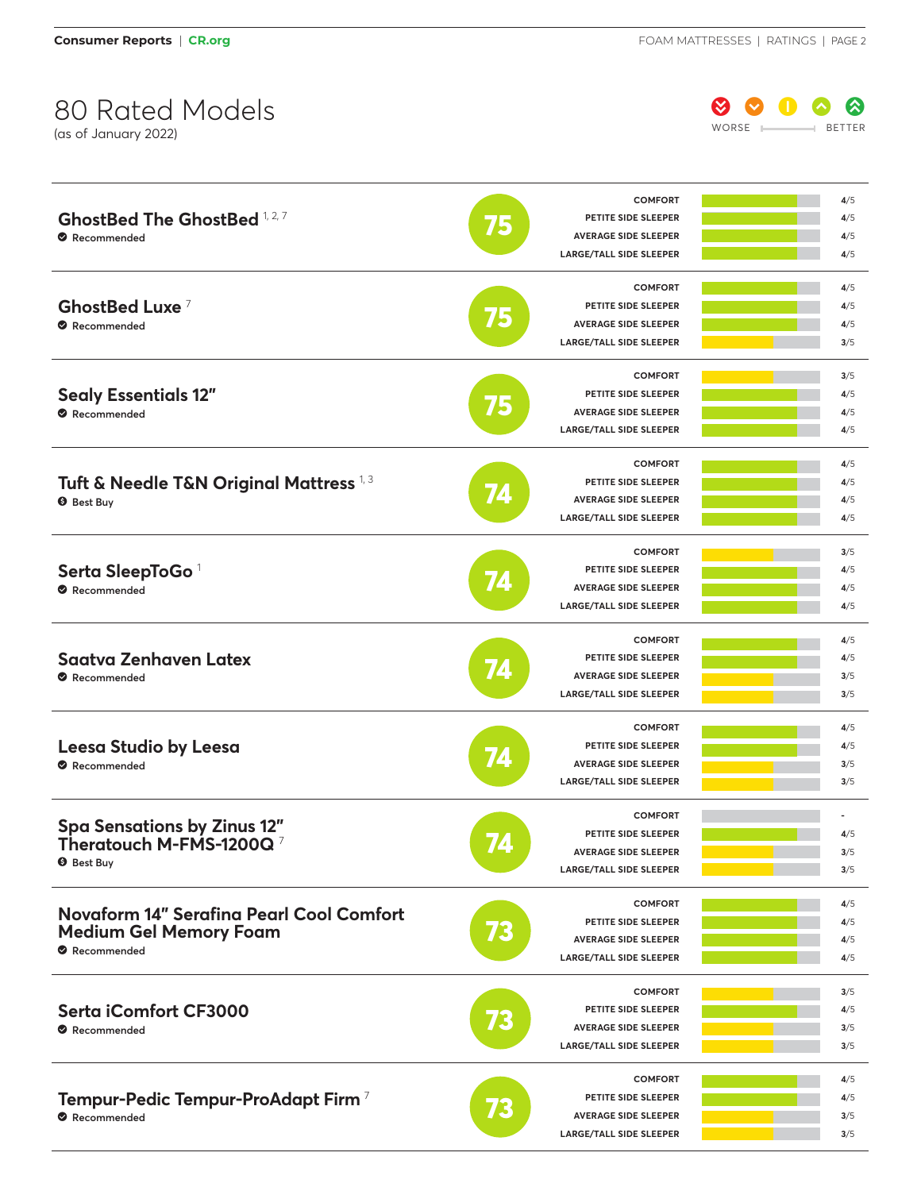# 80 Rated Models

(as of January 2022)

WORSE — BETTER

| Model | Overall Score | Comfort | Petite Side Sleeper | Average Side Sleeper | Large/Tall Side Sleeper |
|---|---|---|---|---|---|
| **GhostBed The GhostBed** [1, 2, 7] — Recommended | 75 | 4/5 | 4/5 | 4/5 | 4/5 |
| **GhostBed Luxe** [7] — Recommended | 75 | 4/5 | 4/5 | 4/5 | 3/5 |
| **Sealy Essentials 12"** — Recommended | 75 | 3/5 | 4/5 | 4/5 | 4/5 |
| **Tuft & Needle T&N Original Mattress** [1, 3] — Best Buy | 74 | 4/5 | 4/5 | 4/5 | 4/5 |
| **Serta SleepToGo** [1] — Recommended | 74 | 3/5 | 4/5 | 4/5 | 4/5 |
| **Saatva Zenhaven Latex** — Recommended | 74 | 4/5 | 4/5 | 3/5 | 3/5 |
| **Leesa Studio by Leesa** — Recommended | 74 | 4/5 | 4/5 | 3/5 | 3/5 |
| **Spa Sensations by Zinus 12" Theratouch M-FMS-1200Q** [7] — Best Buy | 74 | - | 4/5 | 3/5 | 3/5 |
| **Novaform 14" Serafina Pearl Cool Comfort Medium Gel Memory Foam** — Recommended | 73 | 4/5 | 4/5 | 4/5 | 4/5 |
| **Serta iComfort CF3000** — Recommended | 73 | 3/5 | 4/5 | 3/5 | 3/5 |
| **Tempur-Pedic Tempur-ProAdapt Firm** [7] — Recommended | 73 | 4/5 | 4/5 | 3/5 | 3/5 |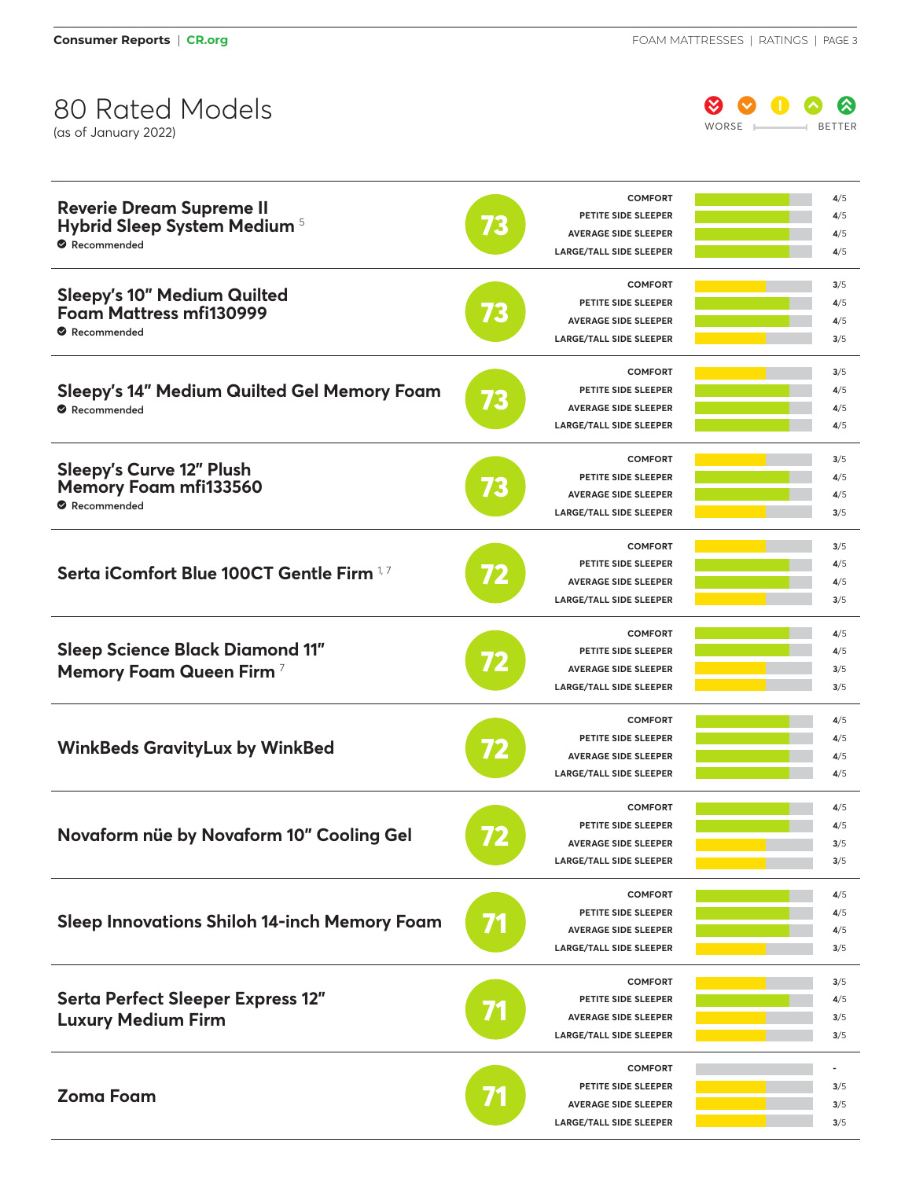# 80 Rated Models

(as of January 2022)

WORSE — BETTER

| Model | Overall Score | Comfort | Petite Side Sleeper | Average Side Sleeper | Large/Tall Side Sleeper |
|---|---|---|---|---|---|
| **Reverie Dream Supreme II Hybrid Sleep System Medium** [5] ✔ Recommended | 73 | 4/5 | 4/5 | 4/5 | 4/5 |
| **Sleepy's 10" Medium Quilted Foam Mattress mfi130999** ✔ Recommended | 73 | 3/5 | 4/5 | 4/5 | 3/5 |
| **Sleepy's 14" Medium Quilted Gel Memory Foam** ✔ Recommended | 73 | 3/5 | 4/5 | 4/5 | 4/5 |
| **Sleepy's Curve 12" Plush Memory Foam mfi133560** ✔ Recommended | 73 | 3/5 | 4/5 | 4/5 | 3/5 |
| **Serta iComfort Blue 100CT Gentle Firm** [1,7] | 72 | 3/5 | 4/5 | 4/5 | 3/5 |
| **Sleep Science Black Diamond 11" Memory Foam Queen Firm** [7] | 72 | 4/5 | 4/5 | 3/5 | 3/5 |
| **WinkBeds GravityLux by WinkBed** | 72 | 4/5 | 4/5 | 4/5 | 4/5 |
| **Novaform nüe by Novaform 10" Cooling Gel** | 72 | 4/5 | 4/5 | 3/5 | 3/5 |
| **Sleep Innovations Shiloh 14-inch Memory Foam** | 71 | 4/5 | 4/5 | 4/5 | 3/5 |
| **Serta Perfect Sleeper Express 12" Luxury Medium Firm** | 71 | 3/5 | 4/5 | 3/5 | 3/5 |
| **Zoma Foam** | 71 | - | 3/5 | 3/5 | 3/5 |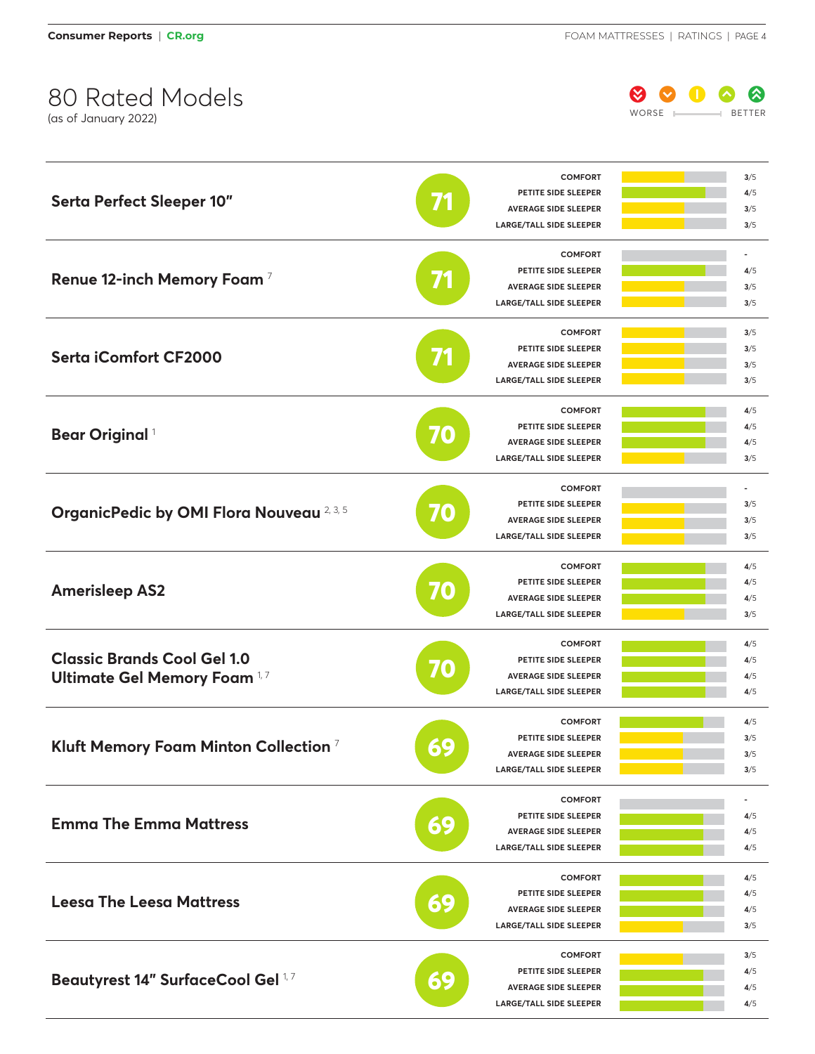# 80 Rated Models

(as of January 2022)

WORSE — BETTER

| Model | Overall Score | Comfort | Petite Side Sleeper | Average Side Sleeper | Large/Tall Side Sleeper |
|---|---|---|---|---|---|
| Serta Perfect Sleeper 10" | 71 | 3/5 | 4/5 | 3/5 | 3/5 |
| Renue 12-inch Memory Foam [7] | 71 | - | 4/5 | 3/5 | 3/5 |
| Serta iComfort CF2000 | 71 | 3/5 | 3/5 | 3/5 | 3/5 |
| Bear Original [1] | 70 | 4/5 | 4/5 | 4/5 | 3/5 |
| OrganicPedic by OMI Flora Nouveau [2, 3, 5] | 70 | - | 3/5 | 3/5 | 3/5 |
| Amerisleep AS2 | 70 | 4/5 | 4/5 | 4/5 | 3/5 |
| Classic Brands Cool Gel 1.0 Ultimate Gel Memory Foam [1, 7] | 70 | 4/5 | 4/5 | 4/5 | 4/5 |
| Kluft Memory Foam Minton Collection [7] | 69 | 4/5 | 3/5 | 3/5 | 3/5 |
| Emma The Emma Mattress | 69 | - | 4/5 | 4/5 | 4/5 |
| Leesa The Leesa Mattress | 69 | 4/5 | 4/5 | 4/5 | 3/5 |
| Beautyrest 14" SurfaceCool Gel [1, 7] | 69 | 3/5 | 4/5 | 4/5 | 4/5 |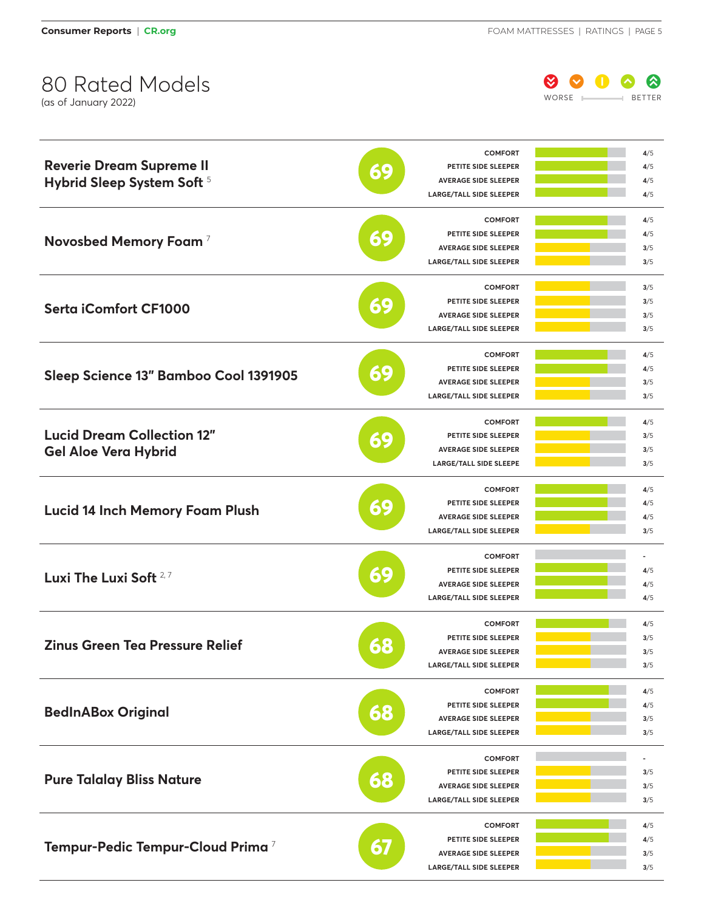# 80 Rated Models

(as of January 2022)

WORSE ——— BETTER

| Model | Overall Score | Comfort | Petite Side Sleeper | Average Side Sleeper | Large/Tall Side Sleeper |
|---|---|---|---|---|---|
| Reverie Dream Supreme II Hybrid Sleep System Soft [5] | 69 | 4/5 | 4/5 | 4/5 | 4/5 |
| Novosbed Memory Foam [7] | 69 | 4/5 | 4/5 | 3/5 | 3/5 |
| Serta iComfort CF1000 | 69 | 3/5 | 3/5 | 3/5 | 3/5 |
| Sleep Science 13" Bamboo Cool 1391905 | 69 | 4/5 | 4/5 | 3/5 | 3/5 |
| Lucid Dream Collection 12" Gel Aloe Vera Hybrid | 69 | 4/5 | 3/5 | 3/5 | 3/5 |
| Lucid 14 Inch Memory Foam Plush | 69 | 4/5 | 4/5 | 4/5 | 3/5 |
| Luxi The Luxi Soft [2,7] | 69 | - | 4/5 | 4/5 | 4/5 |
| Zinus Green Tea Pressure Relief | 68 | 4/5 | 3/5 | 3/5 | 3/5 |
| BedInABox Original | 68 | 4/5 | 4/5 | 3/5 | 3/5 |
| Pure Talalay Bliss Nature | 68 | - | 3/5 | 3/5 | 3/5 |
| Tempur-Pedic Tempur-Cloud Prima [7] | 67 | 4/5 | 4/5 | 3/5 | 3/5 |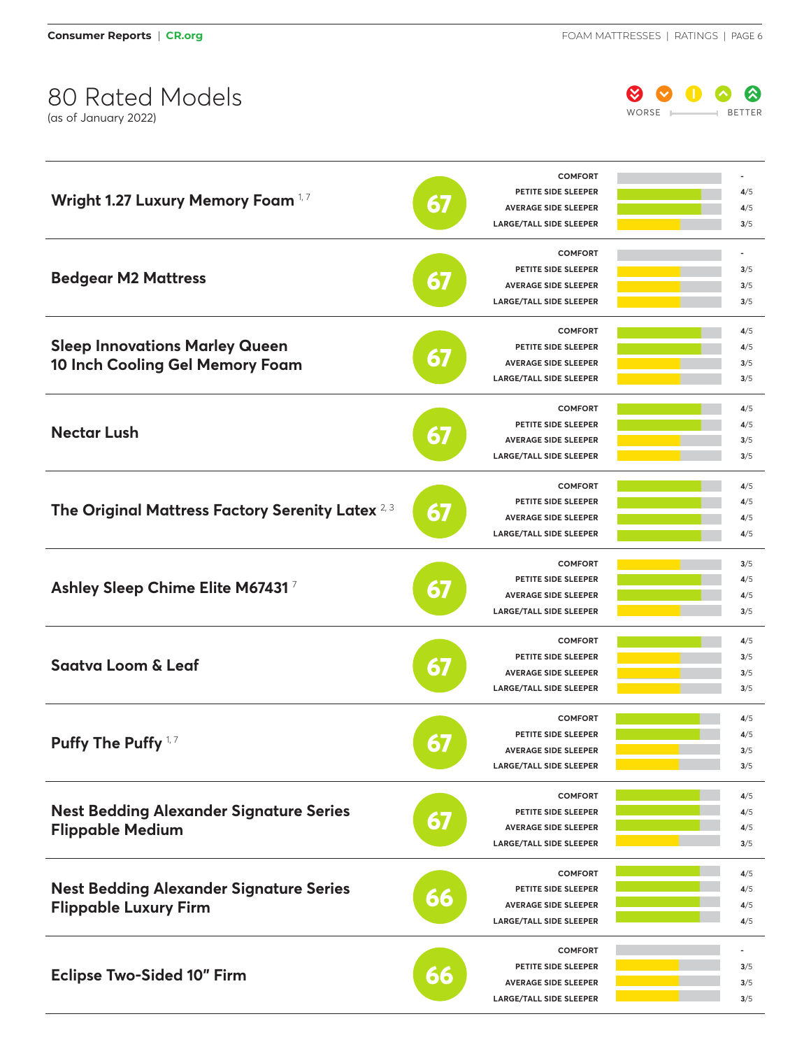# 80 Rated Models

(as of January 2022)

WORSE — BETTER

| Model | Overall Score | Comfort | Petite Side Sleeper | Average Side Sleeper | Large/Tall Side Sleeper |
|---|---|---|---|---|---|
| Wright 1.27 Luxury Memory Foam [1,7] | 67 | - | 4/5 | 4/5 | 3/5 |
| Bedgear M2 Mattress | 67 | - | 3/5 | 3/5 | 3/5 |
| Sleep Innovations Marley Queen 10 Inch Cooling Gel Memory Foam | 67 | 4/5 | 4/5 | 3/5 | 3/5 |
| Nectar Lush | 67 | 4/5 | 4/5 | 3/5 | 3/5 |
| The Original Mattress Factory Serenity Latex [2,3] | 67 | 4/5 | 4/5 | 4/5 | 4/5 |
| Ashley Sleep Chime Elite M67431 [7] | 67 | 3/5 | 4/5 | 4/5 | 3/5 |
| Saatva Loom & Leaf | 67 | 4/5 | 3/5 | 3/5 | 3/5 |
| Puffy The Puffy [1,7] | 67 | 4/5 | 4/5 | 3/5 | 3/5 |
| Nest Bedding Alexander Signature Series Flippable Medium | 67 | 4/5 | 4/5 | 4/5 | 3/5 |
| Nest Bedding Alexander Signature Series Flippable Luxury Firm | 66 | 4/5 | 4/5 | 4/5 | 4/5 |
| Eclipse Two-Sided 10" Firm | 66 | - | 3/5 | 3/5 | 3/5 |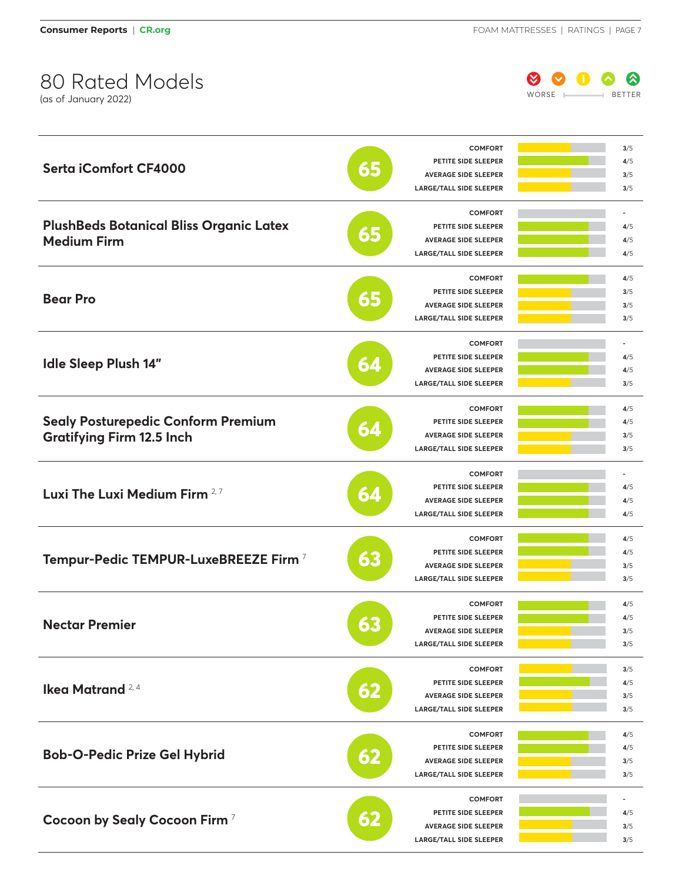# 80 Rated Models

(as of January 2022)

WORSE → BETTER

| Model | Overall Score | Comfort | Petite Side Sleeper | Average Side Sleeper | Large/Tall Side Sleeper |
|---|---|---|---|---|---|
| Serta iComfort CF4000 | 65 | 3/5 | 4/5 | 3/5 | 3/5 |
| PlushBeds Botanical Bliss Organic Latex Medium Firm | 65 | - | 4/5 | 4/5 | 4/5 |
| Bear Pro | 65 | 4/5 | 3/5 | 3/5 | 3/5 |
| Idle Sleep Plush 14″ | 64 | - | 4/5 | 4/5 | 3/5 |
| Sealy Posturepedic Conform Premium Gratifying Firm 12.5 Inch | 64 | 4/5 | 4/5 | 3/5 | 3/5 |
| Luxi The Luxi Medium Firm [2,7] | 64 | - | 4/5 | 4/5 | 4/5 |
| Tempur-Pedic TEMPUR-LuxeBREEZE Firm [7] | 63 | 4/5 | 4/5 | 3/5 | 3/5 |
| Nectar Premier | 63 | 4/5 | 4/5 | 3/5 | 3/5 |
| Ikea Matrand [2,4] | 62 | 3/5 | 4/5 | 3/5 | 3/5 |
| Bob-O-Pedic Prize Gel Hybrid | 62 | 4/5 | 4/5 | 3/5 | 3/5 |
| Cocoon by Sealy Cocoon Firm [7] | 62 | - | 4/5 | 3/5 | 3/5 |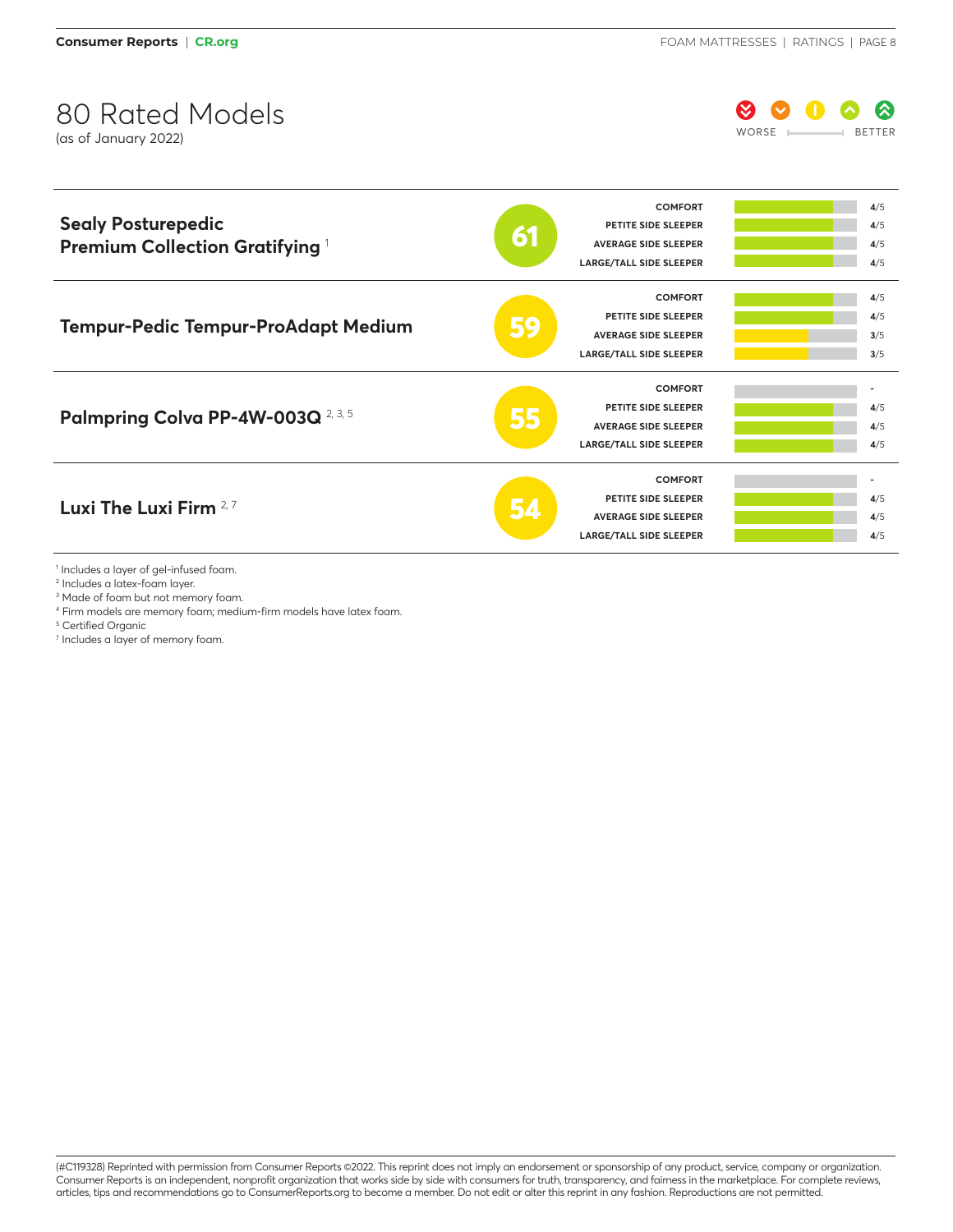# 80 Rated Models

(as of January 2022)

WORSE — BETTER

| Model | Overall Score | Comfort | Petite Side Sleeper | Average Side Sleeper | Large/Tall Side Sleeper |
|---|---|---|---|---|---|
| **Sealy Posturepedic Premium Collection Gratifying** [1] | 61 | 4/5 | 4/5 | 4/5 | 4/5 |
| **Tempur-Pedic Tempur-ProAdapt Medium** | 59 | 4/5 | 4/5 | 3/5 | 3/5 |
| **Palmpring Colva PP-4W-003Q** [2, 3, 5] | 55 | - | 4/5 | 4/5 | 4/5 |
| **Luxi The Luxi Firm** [2, 7] | 54 | - | 4/5 | 4/5 | 4/5 |

[1] Includes a layer of gel-infused foam.
[2] Includes a latex-foam layer.
[3] Made of foam but not memory foam.
[4] Firm models are memory foam; medium-firm models have latex foam.
[5] Certified Organic
[7] Includes a layer of memory foam.

(#C119328) Reprinted with permission from Consumer Reports ©2022. This reprint does not imply an endorsement or sponsorship of any product, service, company or organization. Consumer Reports is an independent, nonprofit organization that works side by side with consumers for truth, transparency, and fairness in the marketplace. For complete reviews, articles, tips and recommendations go to ConsumerReports.org to become a member. Do not edit or alter this reprint in any fashion. Reproductions are not permitted.